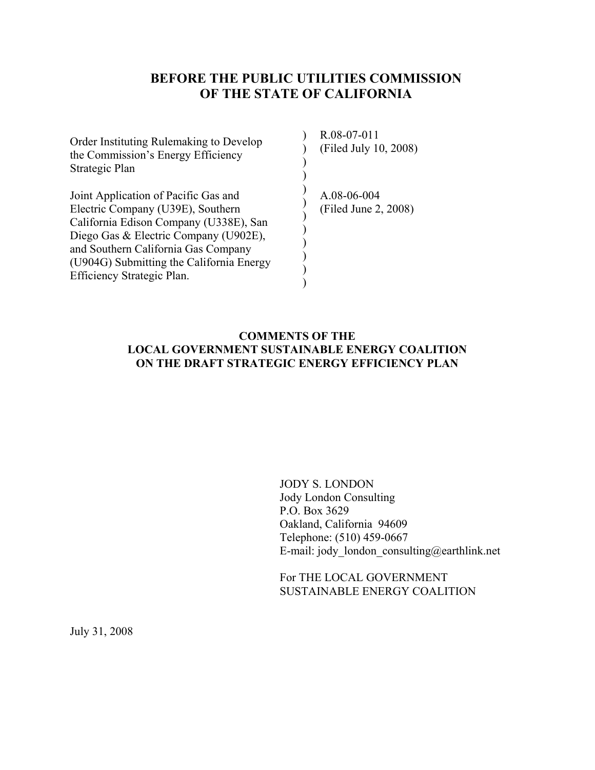# BEFORE THE PUBLIC UTILITIES COMMISSION OF THE STATE OF CALIFORNIA

| | | |
|---|---|---|
| Order Instituting Rulemaking to Develop the Commission's Energy Efficiency Strategic Plan | ) | R.08-07-011 (Filed July 10, 2008) |
| Joint Application of Pacific Gas and Electric Company (U39E), Southern California Edison Company (U338E), San Diego Gas & Electric Company (U902E), and Southern California Gas Company (U904G) Submitting the California Energy Efficiency Strategic Plan. | ) | A.08-06-004 (Filed June 2, 2008) |

## COMMENTS OF THE LOCAL GOVERNMENT SUSTAINABLE ENERGY COALITION ON THE DRAFT STRATEGIC ENERGY EFFICIENCY PLAN

JODY S. LONDON
Jody London Consulting
P.O. Box 3629
Oakland, California 94609
Telephone: (510) 459-0667
E-mail: jody_london_consulting@earthlink.net

For THE LOCAL GOVERNMENT SUSTAINABLE ENERGY COALITION

July 31, 2008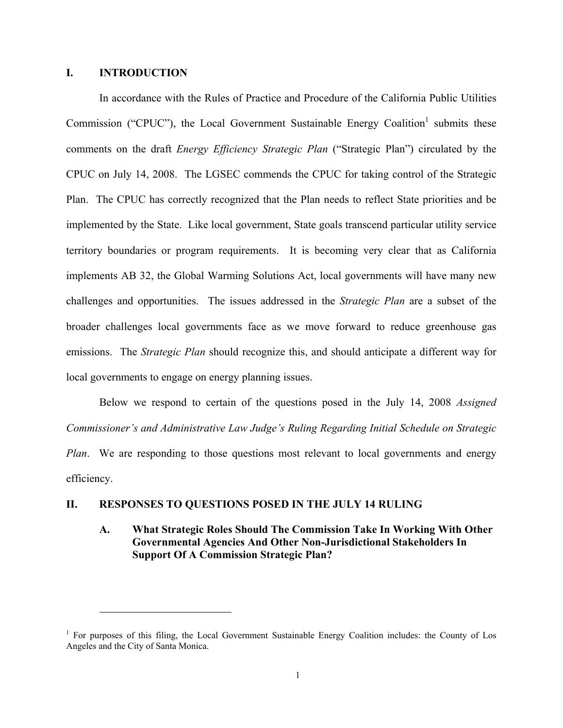## I. INTRODUCTION

In accordance with the Rules of Practice and Procedure of the California Public Utilities Commission ("CPUC"), the Local Government Sustainable Energy Coalition[1] submits these comments on the draft *Energy Efficiency Strategic Plan* ("Strategic Plan") circulated by the CPUC on July 14, 2008. The LGSEC commends the CPUC for taking control of the Strategic Plan. The CPUC has correctly recognized that the Plan needs to reflect State priorities and be implemented by the State. Like local government, State goals transcend particular utility service territory boundaries or program requirements. It is becoming very clear that as California implements AB 32, the Global Warming Solutions Act, local governments will have many new challenges and opportunities. The issues addressed in the *Strategic Plan* are a subset of the broader challenges local governments face as we move forward to reduce greenhouse gas emissions. The *Strategic Plan* should recognize this, and should anticipate a different way for local governments to engage on energy planning issues.

Below we respond to certain of the questions posed in the July 14, 2008 *Assigned Commissioner's and Administrative Law Judge's Ruling Regarding Initial Schedule on Strategic Plan*. We are responding to those questions most relevant to local governments and energy efficiency.

## II. RESPONSES TO QUESTIONS POSED IN THE JULY 14 RULING

### A. What Strategic Roles Should The Commission Take In Working With Other Governmental Agencies And Other Non-Jurisdictional Stakeholders In Support Of A Commission Strategic Plan?

---

[1] For purposes of this filing, the Local Government Sustainable Energy Coalition includes: the County of Los Angeles and the City of Santa Monica.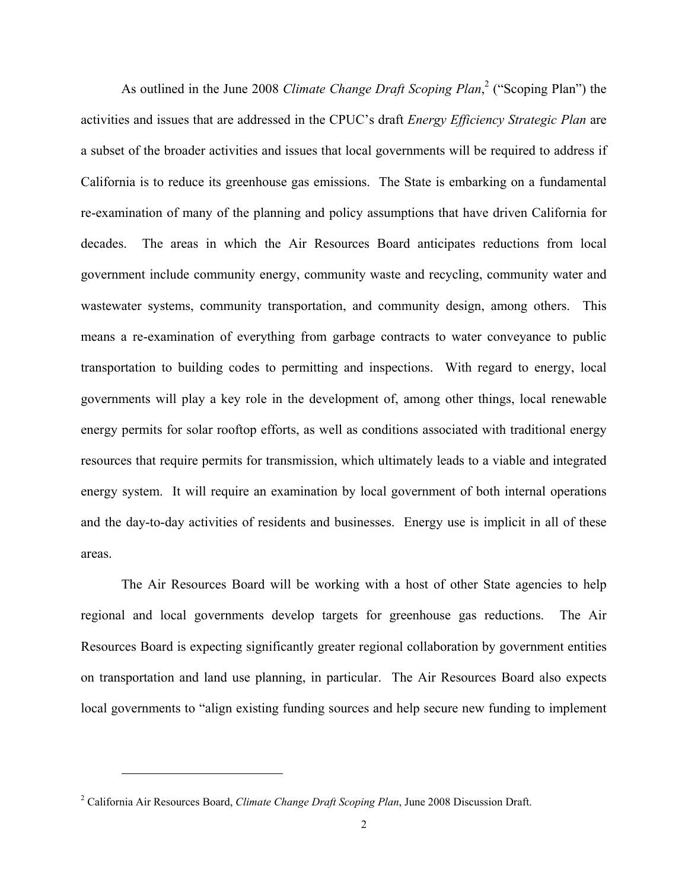As outlined in the June 2008 *Climate Change Draft Scoping Plan*,[2] ("Scoping Plan") the activities and issues that are addressed in the CPUC's draft *Energy Efficiency Strategic Plan* are a subset of the broader activities and issues that local governments will be required to address if California is to reduce its greenhouse gas emissions. The State is embarking on a fundamental re-examination of many of the planning and policy assumptions that have driven California for decades. The areas in which the Air Resources Board anticipates reductions from local government include community energy, community waste and recycling, community water and wastewater systems, community transportation, and community design, among others. This means a re-examination of everything from garbage contracts to water conveyance to public transportation to building codes to permitting and inspections. With regard to energy, local governments will play a key role in the development of, among other things, local renewable energy permits for solar rooftop efforts, as well as conditions associated with traditional energy resources that require permits for transmission, which ultimately leads to a viable and integrated energy system. It will require an examination by local government of both internal operations and the day-to-day activities of residents and businesses. Energy use is implicit in all of these areas.

The Air Resources Board will be working with a host of other State agencies to help regional and local governments develop targets for greenhouse gas reductions. The Air Resources Board is expecting significantly greater regional collaboration by government entities on transportation and land use planning, in particular. The Air Resources Board also expects local governments to "align existing funding sources and help secure new funding to implement

---

[2] California Air Resources Board, *Climate Change Draft Scoping Plan*, June 2008 Discussion Draft.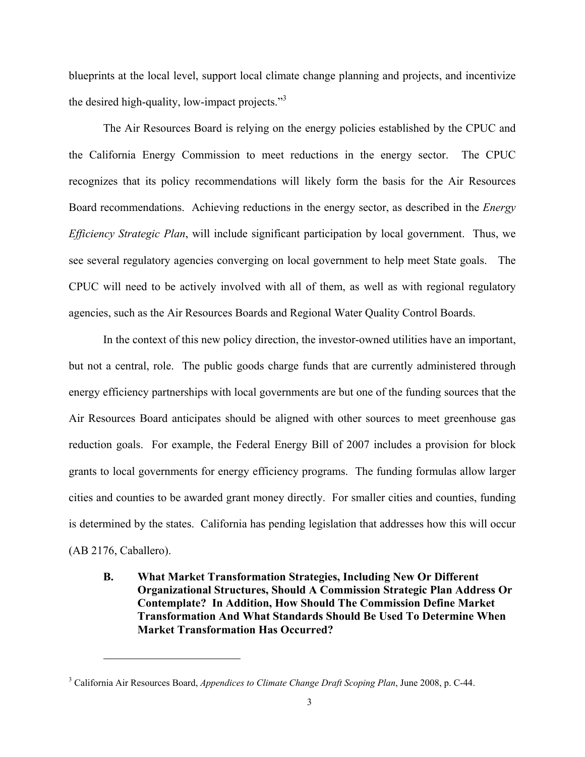blueprints at the local level, support local climate change planning and projects, and incentivize the desired high-quality, low-impact projects."[3]

The Air Resources Board is relying on the energy policies established by the CPUC and the California Energy Commission to meet reductions in the energy sector. The CPUC recognizes that its policy recommendations will likely form the basis for the Air Resources Board recommendations. Achieving reductions in the energy sector, as described in the *Energy Efficiency Strategic Plan*, will include significant participation by local government. Thus, we see several regulatory agencies converging on local government to help meet State goals. The CPUC will need to be actively involved with all of them, as well as with regional regulatory agencies, such as the Air Resources Boards and Regional Water Quality Control Boards.

In the context of this new policy direction, the investor-owned utilities have an important, but not a central, role. The public goods charge funds that are currently administered through energy efficiency partnerships with local governments are but one of the funding sources that the Air Resources Board anticipates should be aligned with other sources to meet greenhouse gas reduction goals. For example, the Federal Energy Bill of 2007 includes a provision for block grants to local governments for energy efficiency programs. The funding formulas allow larger cities and counties to be awarded grant money directly. For smaller cities and counties, funding is determined by the states. California has pending legislation that addresses how this will occur (AB 2176, Caballero).

### B. What Market Transformation Strategies, Including New Or Different Organizational Structures, Should A Commission Strategic Plan Address Or Contemplate? In Addition, How Should The Commission Define Market Transformation And What Standards Should Be Used To Determine When Market Transformation Has Occurred?

---

[3] California Air Resources Board, *Appendices to Climate Change Draft Scoping Plan*, June 2008, p. C-44.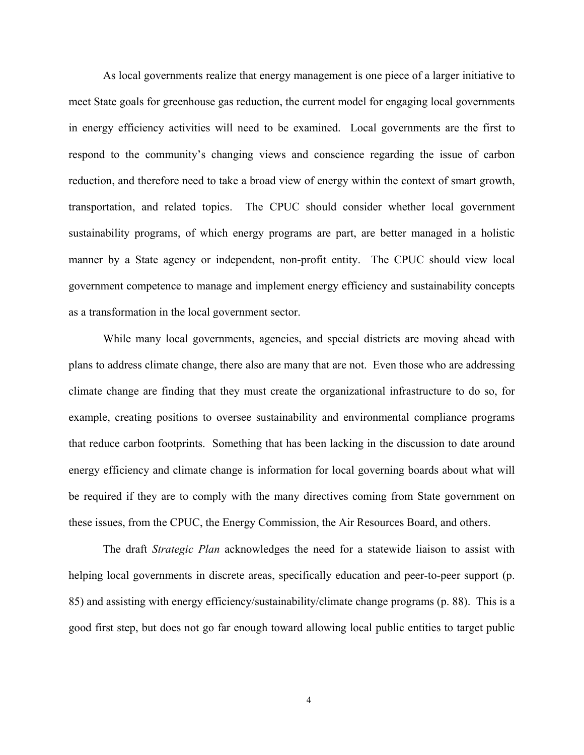As local governments realize that energy management is one piece of a larger initiative to meet State goals for greenhouse gas reduction, the current model for engaging local governments in energy efficiency activities will need to be examined. Local governments are the first to respond to the community's changing views and conscience regarding the issue of carbon reduction, and therefore need to take a broad view of energy within the context of smart growth, transportation, and related topics. The CPUC should consider whether local government sustainability programs, of which energy programs are part, are better managed in a holistic manner by a State agency or independent, non-profit entity. The CPUC should view local government competence to manage and implement energy efficiency and sustainability concepts as a transformation in the local government sector.

While many local governments, agencies, and special districts are moving ahead with plans to address climate change, there also are many that are not. Even those who are addressing climate change are finding that they must create the organizational infrastructure to do so, for example, creating positions to oversee sustainability and environmental compliance programs that reduce carbon footprints. Something that has been lacking in the discussion to date around energy efficiency and climate change is information for local governing boards about what will be required if they are to comply with the many directives coming from State government on these issues, from the CPUC, the Energy Commission, the Air Resources Board, and others.

The draft *Strategic Plan* acknowledges the need for a statewide liaison to assist with helping local governments in discrete areas, specifically education and peer-to-peer support (p. 85) and assisting with energy efficiency/sustainability/climate change programs (p. 88). This is a good first step, but does not go far enough toward allowing local public entities to target public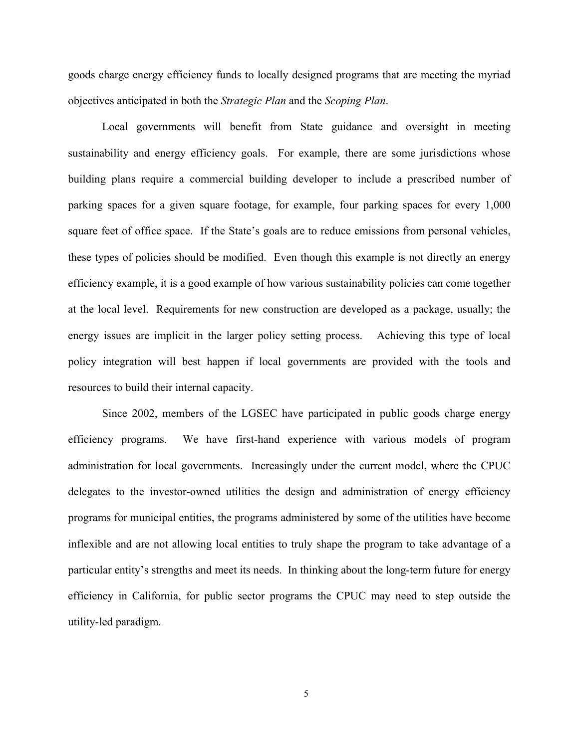goods charge energy efficiency funds to locally designed programs that are meeting the myriad objectives anticipated in both the *Strategic Plan* and the *Scoping Plan*.

Local governments will benefit from State guidance and oversight in meeting sustainability and energy efficiency goals. For example, there are some jurisdictions whose building plans require a commercial building developer to include a prescribed number of parking spaces for a given square footage, for example, four parking spaces for every 1,000 square feet of office space. If the State's goals are to reduce emissions from personal vehicles, these types of policies should be modified. Even though this example is not directly an energy efficiency example, it is a good example of how various sustainability policies can come together at the local level. Requirements for new construction are developed as a package, usually; the energy issues are implicit in the larger policy setting process. Achieving this type of local policy integration will best happen if local governments are provided with the tools and resources to build their internal capacity.

Since 2002, members of the LGSEC have participated in public goods charge energy efficiency programs. We have first-hand experience with various models of program administration for local governments. Increasingly under the current model, where the CPUC delegates to the investor-owned utilities the design and administration of energy efficiency programs for municipal entities, the programs administered by some of the utilities have become inflexible and are not allowing local entities to truly shape the program to take advantage of a particular entity's strengths and meet its needs. In thinking about the long-term future for energy efficiency in California, for public sector programs the CPUC may need to step outside the utility-led paradigm.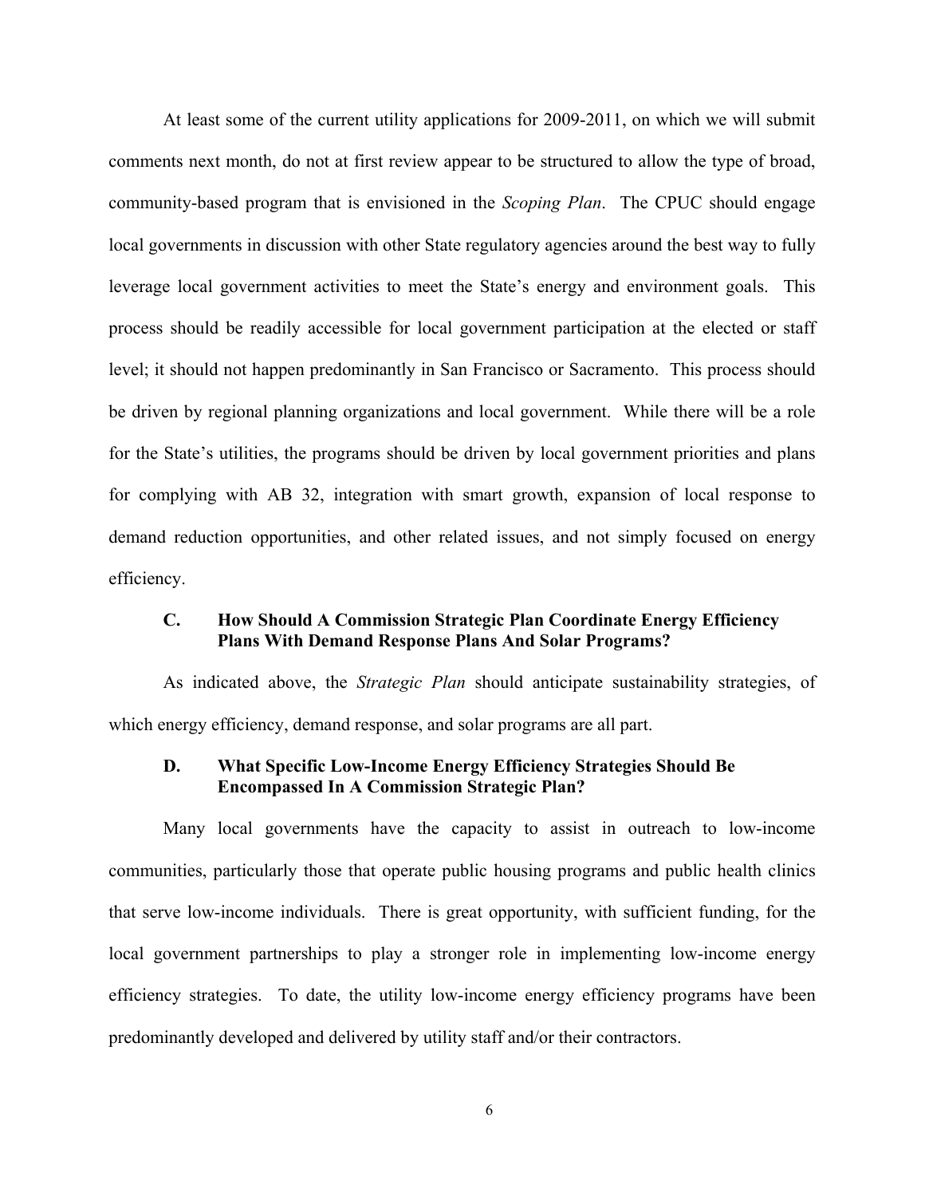At least some of the current utility applications for 2009-2011, on which we will submit comments next month, do not at first review appear to be structured to allow the type of broad, community-based program that is envisioned in the *Scoping Plan*. The CPUC should engage local governments in discussion with other State regulatory agencies around the best way to fully leverage local government activities to meet the State's energy and environment goals. This process should be readily accessible for local government participation at the elected or staff level; it should not happen predominantly in San Francisco or Sacramento. This process should be driven by regional planning organizations and local government. While there will be a role for the State's utilities, the programs should be driven by local government priorities and plans for complying with AB 32, integration with smart growth, expansion of local response to demand reduction opportunities, and other related issues, and not simply focused on energy efficiency.

### C. How Should A Commission Strategic Plan Coordinate Energy Efficiency Plans With Demand Response Plans And Solar Programs?

As indicated above, the *Strategic Plan* should anticipate sustainability strategies, of which energy efficiency, demand response, and solar programs are all part.

### D. What Specific Low-Income Energy Efficiency Strategies Should Be Encompassed In A Commission Strategic Plan?

Many local governments have the capacity to assist in outreach to low-income communities, particularly those that operate public housing programs and public health clinics that serve low-income individuals. There is great opportunity, with sufficient funding, for the local government partnerships to play a stronger role in implementing low-income energy efficiency strategies. To date, the utility low-income energy efficiency programs have been predominantly developed and delivered by utility staff and/or their contractors.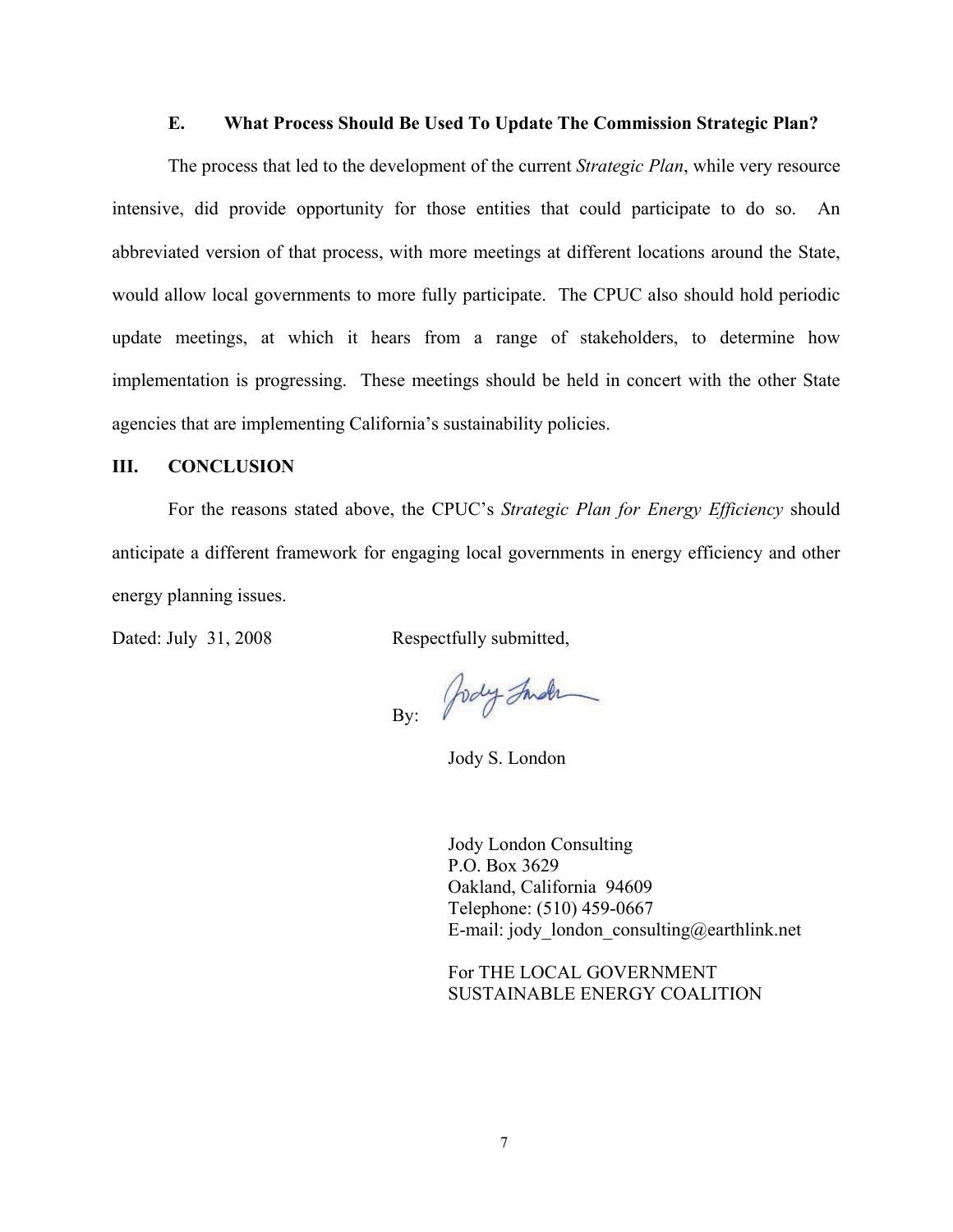### E. What Process Should Be Used To Update The Commission Strategic Plan?

The process that led to the development of the current *Strategic Plan*, while very resource intensive, did provide opportunity for those entities that could participate to do so. An abbreviated version of that process, with more meetings at different locations around the State, would allow local governments to more fully participate. The CPUC also should hold periodic update meetings, at which it hears from a range of stakeholders, to determine how implementation is progressing. These meetings should be held in concert with the other State agencies that are implementing California's sustainability policies.

## III. CONCLUSION

For the reasons stated above, the CPUC's *Strategic Plan for Energy Efficiency* should anticipate a different framework for engaging local governments in energy efficiency and other energy planning issues.

Dated: July 31, 2008

Respectfully submitted,

By:

Jody S. London

Jody London Consulting
P.O. Box 3629
Oakland, California 94609
Telephone: (510) 459-0667
E-mail: jody_london_consulting@earthlink.net

For THE LOCAL GOVERNMENT SUSTAINABLE ENERGY COALITION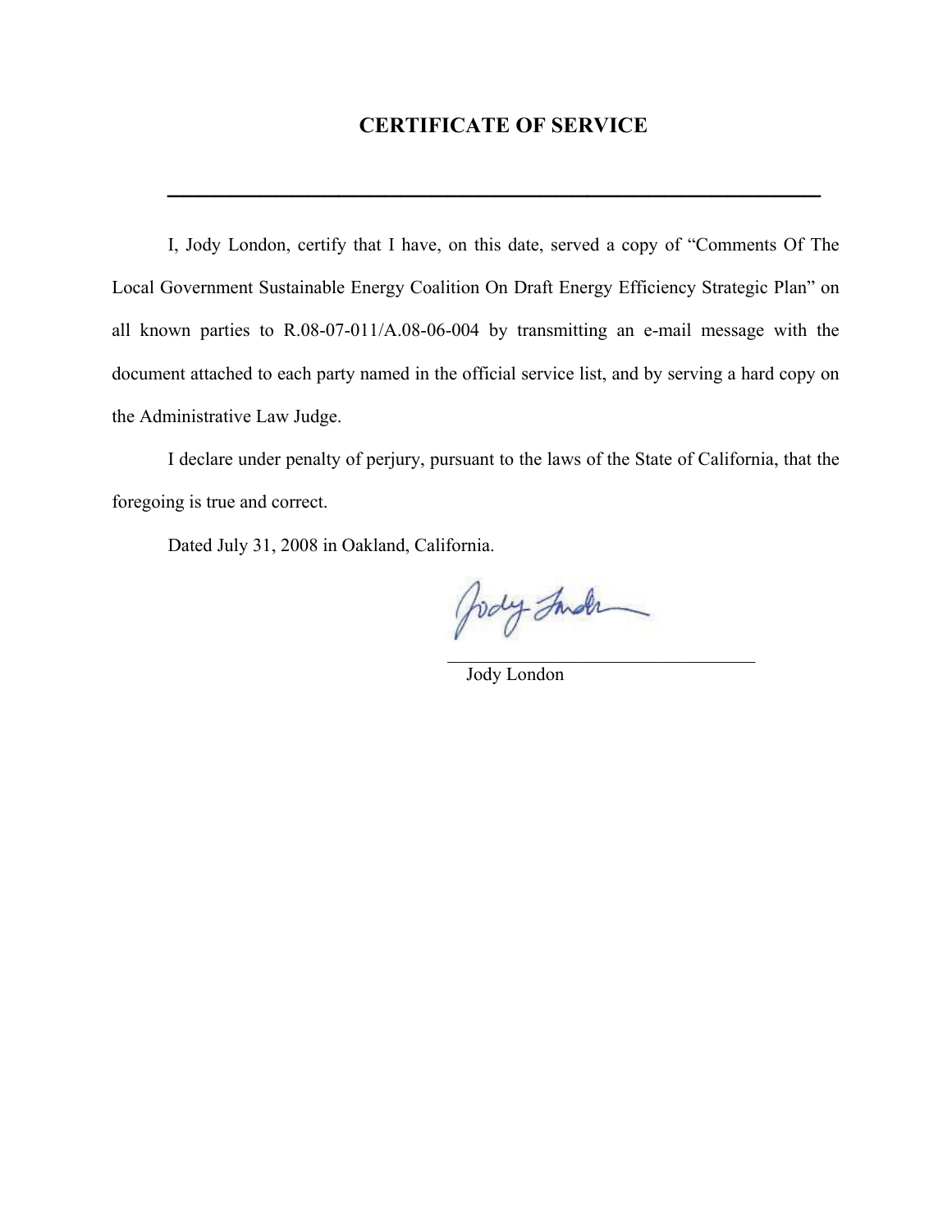# CERTIFICATE OF SERVICE

---

I, Jody London, certify that I have, on this date, served a copy of "Comments Of The Local Government Sustainable Energy Coalition On Draft Energy Efficiency Strategic Plan" on all known parties to R.08-07-011/A.08-06-004 by transmitting an e-mail message with the document attached to each party named in the official service list, and by serving a hard copy on the Administrative Law Judge.

I declare under penalty of perjury, pursuant to the laws of the State of California, that the foregoing is true and correct.

Dated July 31, 2008 in Oakland, California.

Jody London

\_\_\_\_\_\_\_\_\_\_\_\_\_\_\_\_\_\_\_\_\_\_\_\_\_\_\_\_\_\_\_\_\_\_\_

Jody London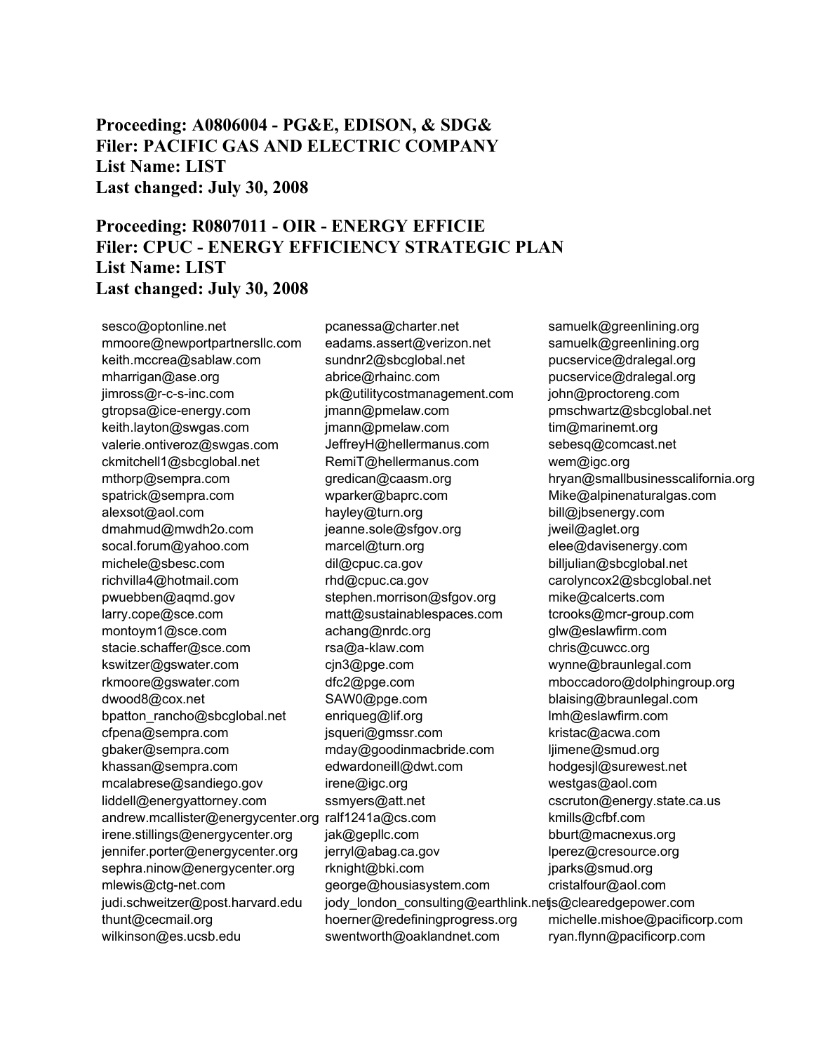**Proceeding: A0806004 - PG&E, EDISON, & SDG&**
**Filer: PACIFIC GAS AND ELECTRIC COMPANY**
**List Name: LIST**
**Last changed: July 30, 2008**

**Proceeding: R0807011 - OIR - ENERGY EFFICIE**
**Filer: CPUC - ENERGY EFFICIENCY STRATEGIC PLAN**
**List Name: LIST**
**Last changed: July 30, 2008**

sesco@optonline.net
mmoore@newportpartnersllc.com
keith.mccrea@sablaw.com
mharrigan@ase.org
jimross@r-c-s-inc.com
gtropsa@ice-energy.com
keith.layton@swgas.com
valerie.ontiveroz@swgas.com
ckmitchell1@sbcglobal.net
mthorp@sempra.com
spatrick@sempra.com
alexsot@aol.com
dmahmud@mwdh2o.com
socal.forum@yahoo.com
michele@sbesc.com
richvilla4@hotmail.com
pwuebben@aqmd.gov
larry.cope@sce.com
montoym1@sce.com
stacie.schaffer@sce.com
kswitzer@gswater.com
rkmoore@gswater.com
dwood8@cox.net
bpatton_rancho@sbcglobal.net
cfpena@sempra.com
gbaker@sempra.com
khassan@sempra.com
mcalabrese@sandiego.gov
liddell@energyattorney.com
andrew.mcallister@energycenter.org
irene.stillings@energycenter.org
jennifer.porter@energycenter.org
sephra.ninow@energycenter.org
mlewis@ctg-net.com
judi.schweitzer@post.harvard.edu
thunt@cecmail.org
wilkinson@es.ucsb.edu
pcanessa@charter.net
eadams.assert@verizon.net
sundnr2@sbcglobal.net
abrice@rhainc.com
pk@utilitycostmanagement.com
jmann@pmelaw.com
jmann@pmelaw.com
JeffreyH@hellermanus.com
RemiT@hellermanus.com
gredican@caasm.org
wparker@baprc.com
hayley@turn.org
jeanne.sole@sfgov.org
marcel@turn.org
dil@cpuc.ca.gov
rhd@cpuc.ca.gov
stephen.morrison@sfgov.org
matt@sustainablespaces.com
achang@nrdc.org
rsa@a-klaw.com
cjn3@pge.com
dfc2@pge.com
SAW0@pge.com
enriqueg@lif.org
jsqueri@gmssr.com
mday@goodinmacbride.com
edwardoneill@dwt.com
irene@igc.org
ssmyers@att.net
ralf1241a@cs.com
jak@gepllc.com
jerryl@abag.ca.gov
rknight@bki.com
george@housiasystem.com
jody_london_consulting@earthlink.net
hoerner@redefiningprogress.org
swentworth@oaklandnet.com
samuelk@greenlining.org
samuelk@greenlining.org
pucservice@dralegal.org
pucservice@dralegal.org
john@proctoreng.com
pmschwartz@sbcglobal.net
tim@marinemt.org
sebesq@comcast.net
wem@igc.org
hryan@smallbusinesscalifornia.org
Mike@alpinenaturalgas.com
bill@jbsenergy.com
jweil@aglet.org
elee@davisenergy.com
billjulian@sbcglobal.net
carolyncox2@sbcglobal.net
mike@calcerts.com
tcrooks@mcr-group.com
glw@eslawfirm.com
chris@cuwcc.org
wynne@braunlegal.com
mboccadoro@dolphingroup.org
blaising@braunlegal.com
lmh@eslawfirm.com
kristac@acwa.com
ljimene@smud.org
hodgesjl@surewest.net
westgas@aol.com
cscruton@energy.state.ca.us
kmills@cfbf.com
bburt@macnexus.org
lperez@cresource.org
jparks@smud.org
cristalfour@aol.com
js@clearedgepower.com
michelle.mishoe@pacificorp.com
ryan.flynn@pacificorp.com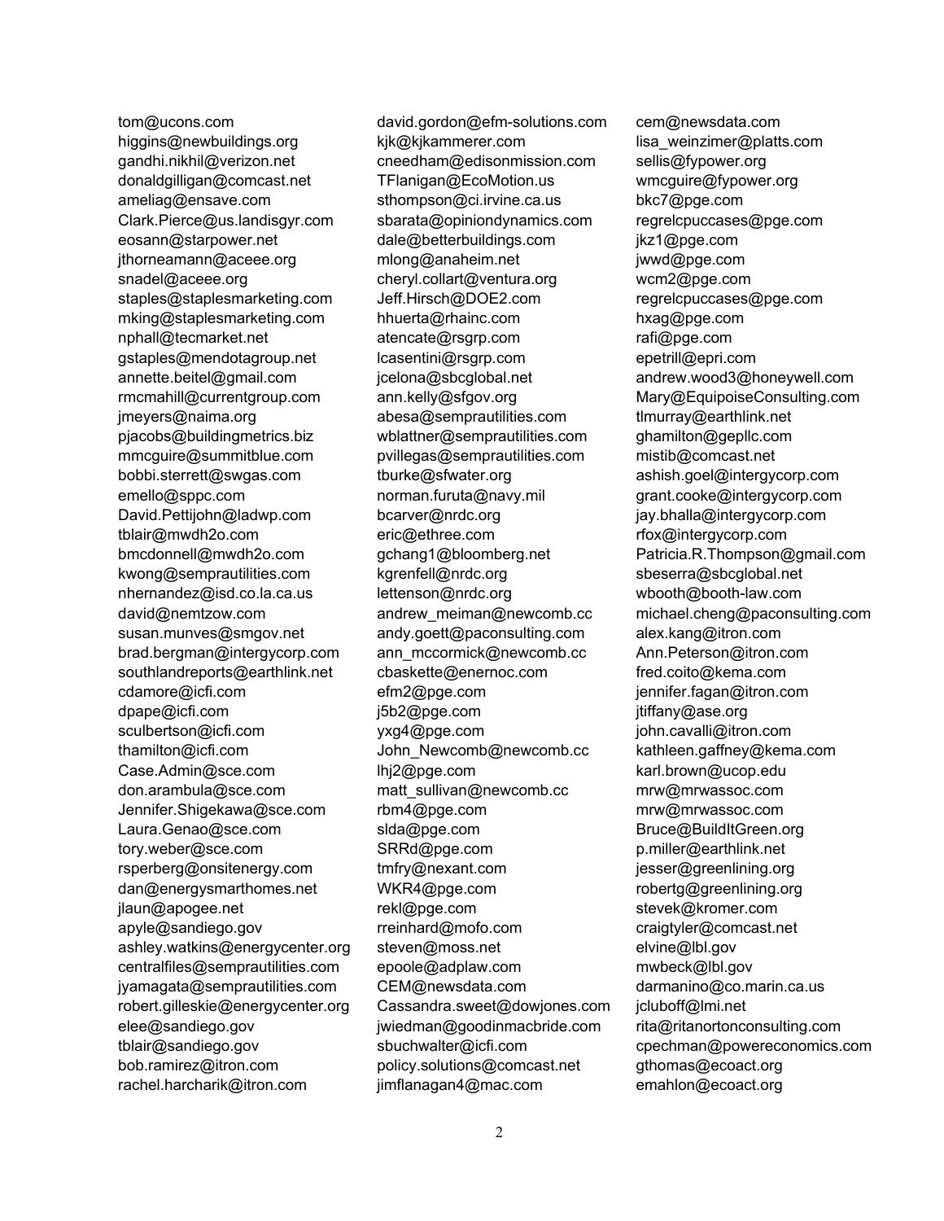tom@ucons.com
higgins@newbuildings.org
gandhi.nikhil@verizon.net
donaldgilligan@comcast.net
ameliag@ensave.com
Clark.Pierce@us.landisgyr.com
eosann@starpower.net
jthorneamann@aceee.org
snadel@aceee.org
staples@staplesmarketing.com
mking@staplesmarketing.com
nphall@tecmarket.net
gstaples@mendotagroup.net
annette.beitel@gmail.com
rmcmahill@currentgroup.com
jmeyers@naima.org
pjacobs@buildingmetrics.biz
mmcguire@summitblue.com
bobbi.sterrett@swgas.com
emello@sppc.com
David.Pettijohn@ladwp.com
tblair@mwdh2o.com
bmcdonnell@mwdh2o.com
kwong@semprautilities.com
nhernandez@isd.co.la.ca.us
david@nemtzow.com
susan.munves@smgov.net
brad.bergman@intergycorp.com
southlandreports@earthlink.net
cdamore@icfi.com
dpape@icfi.com
sculbertson@icfi.com
thamilton@icfi.com
Case.Admin@sce.com
don.arambula@sce.com
Jennifer.Shigekawa@sce.com
Laura.Genao@sce.com
tory.weber@sce.com
rsperberg@onsitenergy.com
dan@energysmarthomes.net
jlaun@apogee.net
apyle@sandiego.gov
ashley.watkins@energycenter.org
centralfiles@semprautilities.com
jyamagata@semprautilities.com
robert.gilleskie@energycenter.org
elee@sandiego.gov
tblair@sandiego.gov
bob.ramirez@itron.com
rachel.harcharik@itron.com
david.gordon@efm-solutions.com
kjk@kjkammerer.com
cneedham@edisonmission.com
TFlanigan@EcoMotion.us
sthompson@ci.irvine.ca.us
sbarata@opiniondynamics.com
dale@betterbuildings.com
mlong@anaheim.net
cheryl.collart@ventura.org
Jeff.Hirsch@DOE2.com
hhuerta@rhainc.com
atencate@rsgrp.com
lcasentini@rsgrp.com
jcelona@sbcglobal.net
ann.kelly@sfgov.org
abesa@semprautilities.com
wblattner@semprautilities.com
pvillegas@semprautilities.com
tburke@sfwater.org
norman.furuta@navy.mil
bcarver@nrdc.org
eric@ethree.com
gchang1@bloomberg.net
kgrenfell@nrdc.org
lettenson@nrdc.org
andrew_meiman@newcomb.cc
andy.goett@paconsulting.com
ann_mccormick@newcomb.cc
cbaskette@enernoc.com
efm2@pge.com
j5b2@pge.com
yxg4@pge.com
John_Newcomb@newcomb.cc
lhj2@pge.com
matt_sullivan@newcomb.cc
rbm4@pge.com
slda@pge.com
SRRd@pge.com
tmfry@nexant.com
WKR4@pge.com
rekl@pge.com
rreinhard@mofo.com
steven@moss.net
epoole@adplaw.com
CEM@newsdata.com
Cassandra.sweet@dowjones.com
jwiedman@goodinmacbride.com
sbuchwalter@icfi.com
policy.solutions@comcast.net
jimflanagan4@mac.com
cem@newsdata.com
lisa_weinzimer@platts.com
sellis@fypower.org
wmcguire@fypower.org
bkc7@pge.com
regrelcpuccases@pge.com
jkz1@pge.com
jwwd@pge.com
wcm2@pge.com
regrelcpuccases@pge.com
hxag@pge.com
rafi@pge.com
epetrill@epri.com
andrew.wood3@honeywell.com
Mary@EquipoiseConsulting.com
tlmurray@earthlink.net
ghamilton@gepllc.com
mistib@comcast.net
ashish.goel@intergycorp.com
grant.cooke@intergycorp.com
jay.bhalla@intergycorp.com
rfox@intergycorp.com
Patricia.R.Thompson@gmail.com
sbeserra@sbcglobal.net
wbooth@booth-law.com
michael.cheng@paconsulting.com
alex.kang@itron.com
Ann.Peterson@itron.com
fred.coito@kema.com
jennifer.fagan@itron.com
jtiffany@ase.org
john.cavalli@itron.com
kathleen.gaffney@kema.com
karl.brown@ucop.edu
mrw@mrwassoc.com
mrw@mrwassoc.com
Bruce@BuildItGreen.org
p.miller@earthlink.net
jesser@greenlining.org
robertg@greenlining.org
stevek@kromer.com
craigtyler@comcast.net
elvine@lbl.gov
mwbeck@lbl.gov
darmanino@co.marin.ca.us
jcluboff@lmi.net
rita@ritanortonconsulting.com
cpechman@powereconomics.com
gthomas@ecoact.org
emahlon@ecoact.org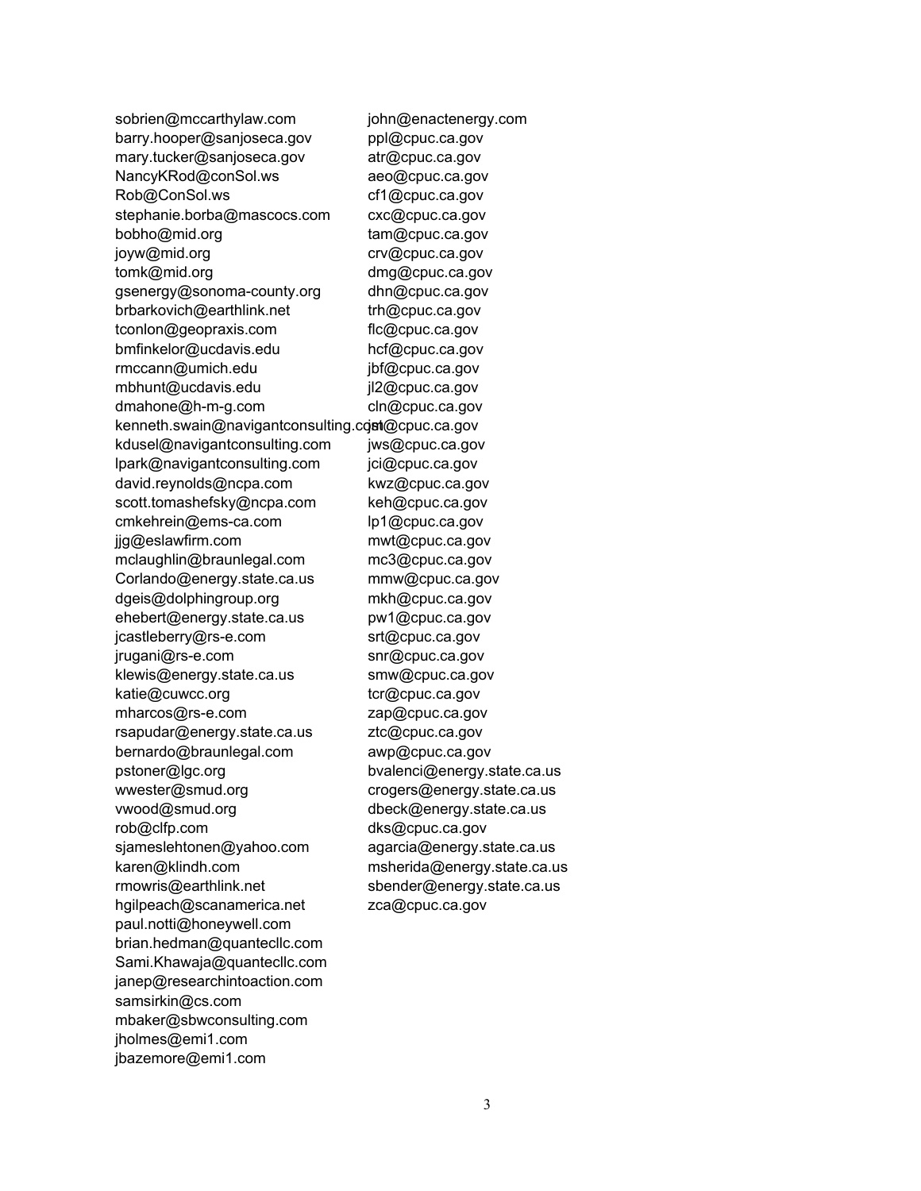sobrien@mccarthylaw.com
barry.hooper@sanjoseca.gov
mary.tucker@sanjoseca.gov
NancyKRod@conSol.ws
Rob@ConSol.ws
stephanie.borba@mascocs.com
bobho@mid.org
joyw@mid.org
tomk@mid.org
gsenergy@sonoma-county.org
brbarkovich@earthlink.net
tconlon@geopraxis.com
bmfinkelor@ucdavis.edu
rmccann@umich.edu
mbhunt@ucdavis.edu
dmahone@h-m-g.com
kenneth.swain@navigantconsulting.com
kdusel@navigantconsulting.com
lpark@navigantconsulting.com
david.reynolds@ncpa.com
scott.tomashefsky@ncpa.com
cmkehrein@ems-ca.com
jjg@eslawfirm.com
mclaughlin@braunlegal.com
Corlando@energy.state.ca.us
dgeis@dolphingroup.org
ehebert@energy.state.ca.us
jcastleberry@rs-e.com
jrugani@rs-e.com
klewis@energy.state.ca.us
katie@cuwcc.org
mharcos@rs-e.com
rsapudar@energy.state.ca.us
bernardo@braunlegal.com
pstoner@lgc.org
wwester@smud.org
vwood@smud.org
rob@clfp.com
sjameslehtonen@yahoo.com
karen@klindh.com
rmowris@earthlink.net
hgilpeach@scanamerica.net
paul.notti@honeywell.com
brian.hedman@quantecllc.com
Sami.Khawaja@quantecllc.com
janep@researchintoaction.com
samsirkin@cs.com
mbaker@sbwconsulting.com
jholmes@emi1.com
jbazemore@emi1.com
john@enactenergy.com
ppl@cpuc.ca.gov
atr@cpuc.ca.gov
aeo@cpuc.ca.gov
cf1@cpuc.ca.gov
cxc@cpuc.ca.gov
tam@cpuc.ca.gov
crv@cpuc.ca.gov
dmg@cpuc.ca.gov
dhn@cpuc.ca.gov
trh@cpuc.ca.gov
flc@cpuc.ca.gov
hcf@cpuc.ca.gov
jbf@cpuc.ca.gov
jl2@cpuc.ca.gov
cln@cpuc.ca.gov
jst@cpuc.ca.gov
jws@cpuc.ca.gov
jci@cpuc.ca.gov
kwz@cpuc.ca.gov
keh@cpuc.ca.gov
lp1@cpuc.ca.gov
mwt@cpuc.ca.gov
mc3@cpuc.ca.gov
mmw@cpuc.ca.gov
mkh@cpuc.ca.gov
pw1@cpuc.ca.gov
srt@cpuc.ca.gov
snr@cpuc.ca.gov
smw@cpuc.ca.gov
tcr@cpuc.ca.gov
zap@cpuc.ca.gov
ztc@cpuc.ca.gov
awp@cpuc.ca.gov
bvalenci@energy.state.ca.us
crogers@energy.state.ca.us
dbeck@energy.state.ca.us
dks@cpuc.ca.gov
agarcia@energy.state.ca.us
msherida@energy.state.ca.us
sbender@energy.state.ca.us
zca@cpuc.ca.gov